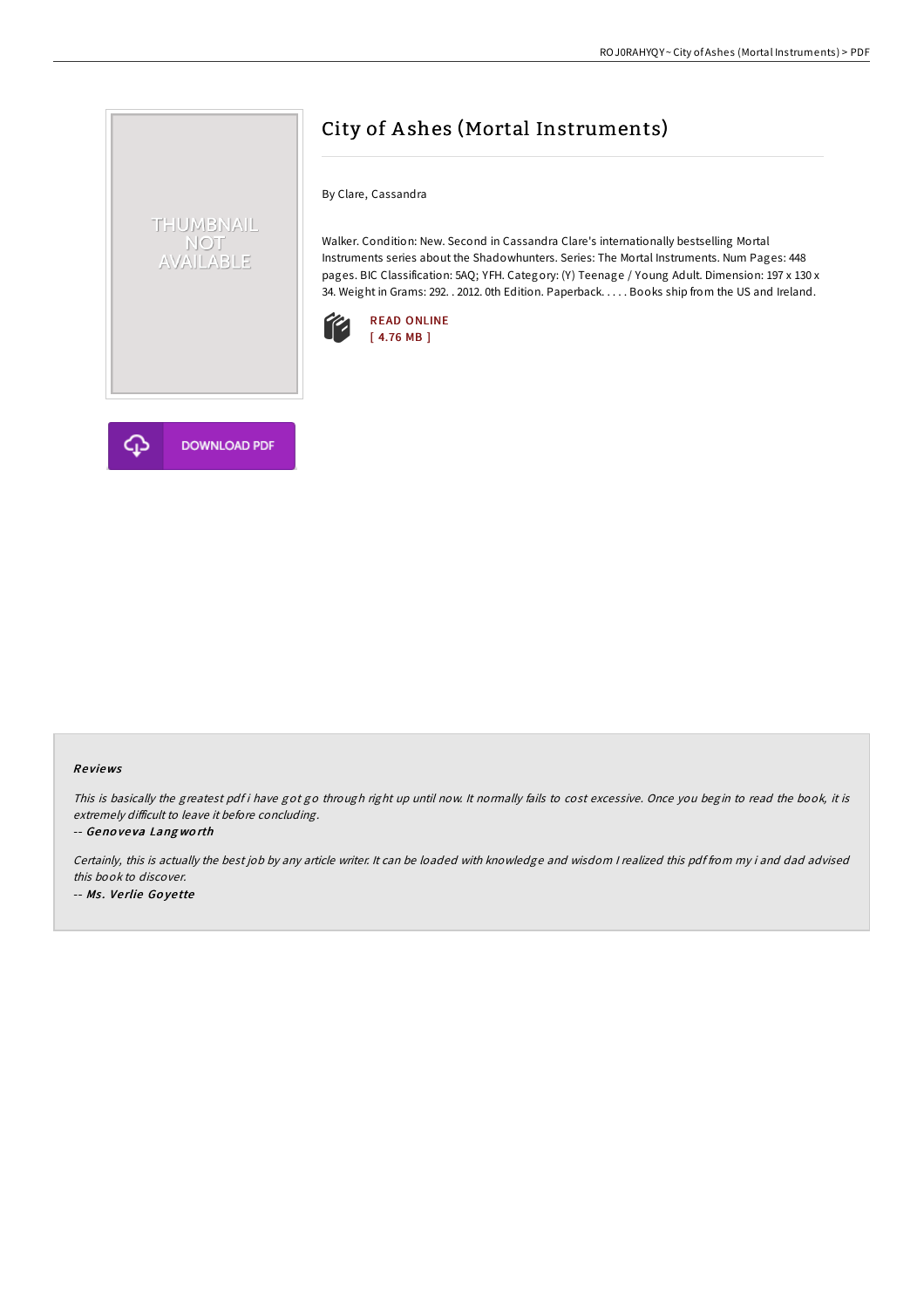# City of Ashes (Mortal Instruments)

By Clare, Cassandra

Walker. Condition: New. Second in Cassandra Clare's internationally bestselling Mortal Instruments series about the Shadowhunters. Series: The Mortal Instruments. Num Pages: 448 pages. BIC Classification: 5AQ; YFH. Category: (Y) Teenage / Young Adult. Dimension: 197 x 130 x 34. Weight in Grams: 292. . 2012. 0th Edition. Paperback. . . . . Books ship from the US and Ireland.

READ ONLINE
[ 4.76 MB ]

DOWNLOAD PDF

### Reviews

*This is basically the greatest pdf i have got go through right up until now. It normally fails to cost excessive. Once you begin to read the book, it is extremely difficult to leave it before concluding.*

-- *Genoveva Langworth*

*Certainly, this is actually the best job by any article writer. It can be loaded with knowledge and wisdom I realized this pdf from my i and dad advised this book to discover.*

-- *Ms. Verlie Goyette*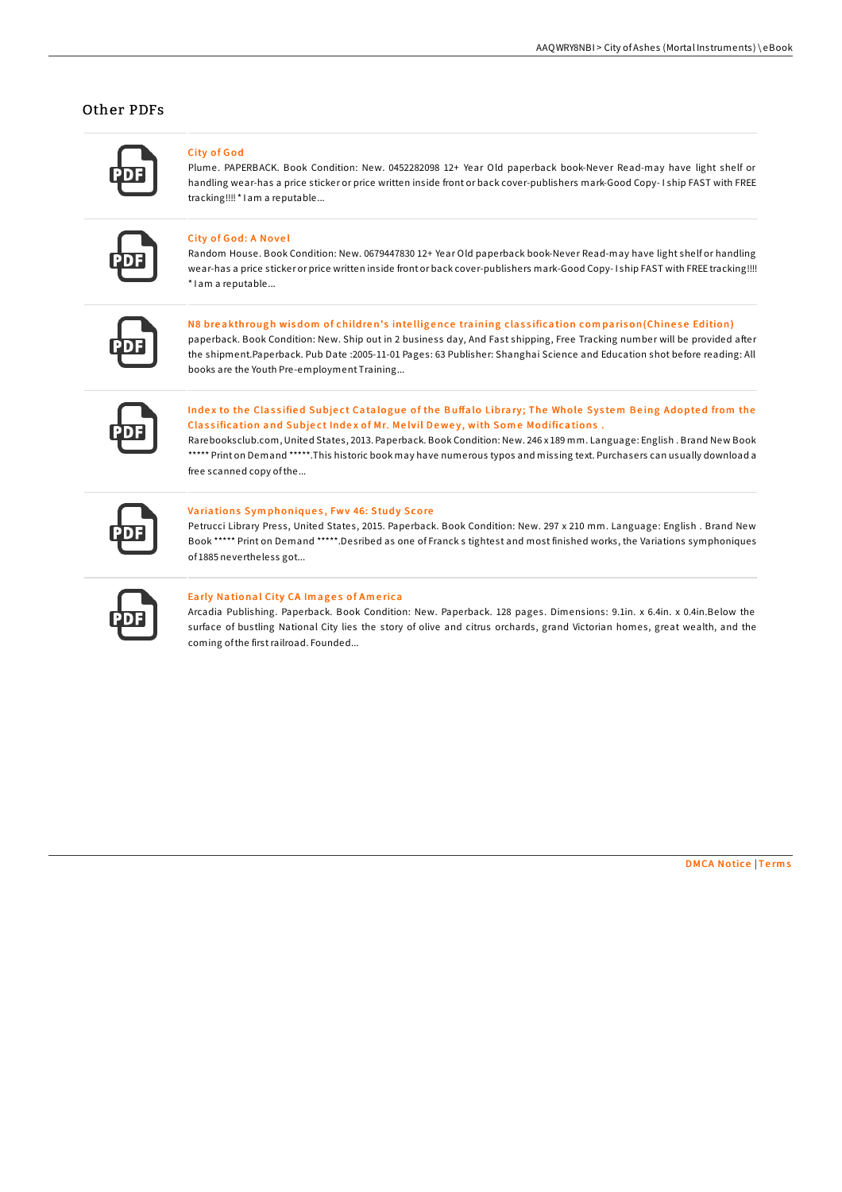## Other PDFs

### City of God

Plume. PAPERBACK. Book Condition: New. 0452282098 12+ Year Old paperback book-Never Read-may have light shelf or handling wear-has a price sticker or price written inside front or back cover-publishers mark-Good Copy- I ship FAST with FREE tracking!!!! * I am a reputable...

### City of God: A Novel

Random House. Book Condition: New. 0679447830 12+ Year Old paperback book-Never Read-may have light shelf or handling wear-has a price sticker or price written inside front or back cover-publishers mark-Good Copy- I ship FAST with FREE tracking!!!! * I am a reputable...

### N8 breakthrough wisdom of children's intelligence training classification comparison(Chinese Edition)

paperback. Book Condition: New. Ship out in 2 business day, And Fast shipping, Free Tracking number will be provided after the shipment.Paperback. Pub Date :2005-11-01 Pages: 63 Publisher: Shanghai Science and Education shot before reading: All books are the Youth Pre-employment Training...

### Index to the Classified Subject Catalogue of the Buffalo Library; The Whole System Being Adopted from the Classification and Subject Index of Mr. Melvil Dewey, with Some Modifications .

Rarebooksclub.com, United States, 2013. Paperback. Book Condition: New. 246 x 189 mm. Language: English . Brand New Book ***** Print on Demand *****.This historic book may have numerous typos and missing text. Purchasers can usually download a free scanned copy of the...

### Variations Symphoniques, Fwv 46: Study Score

Petrucci Library Press, United States, 2015. Paperback. Book Condition: New. 297 x 210 mm. Language: English . Brand New Book ***** Print on Demand *****.Desribed as one of Franck s tightest and most finished works, the Variations symphoniques of 1885 nevertheless got...

### Early National City CA Images of America

Arcadia Publishing. Paperback. Book Condition: New. Paperback. 128 pages. Dimensions: 9.1in. x 6.4in. x 0.4in.Below the surface of bustling National City lies the story of olive and citrus orchards, grand Victorian homes, great wealth, and the coming of the first railroad. Founded...